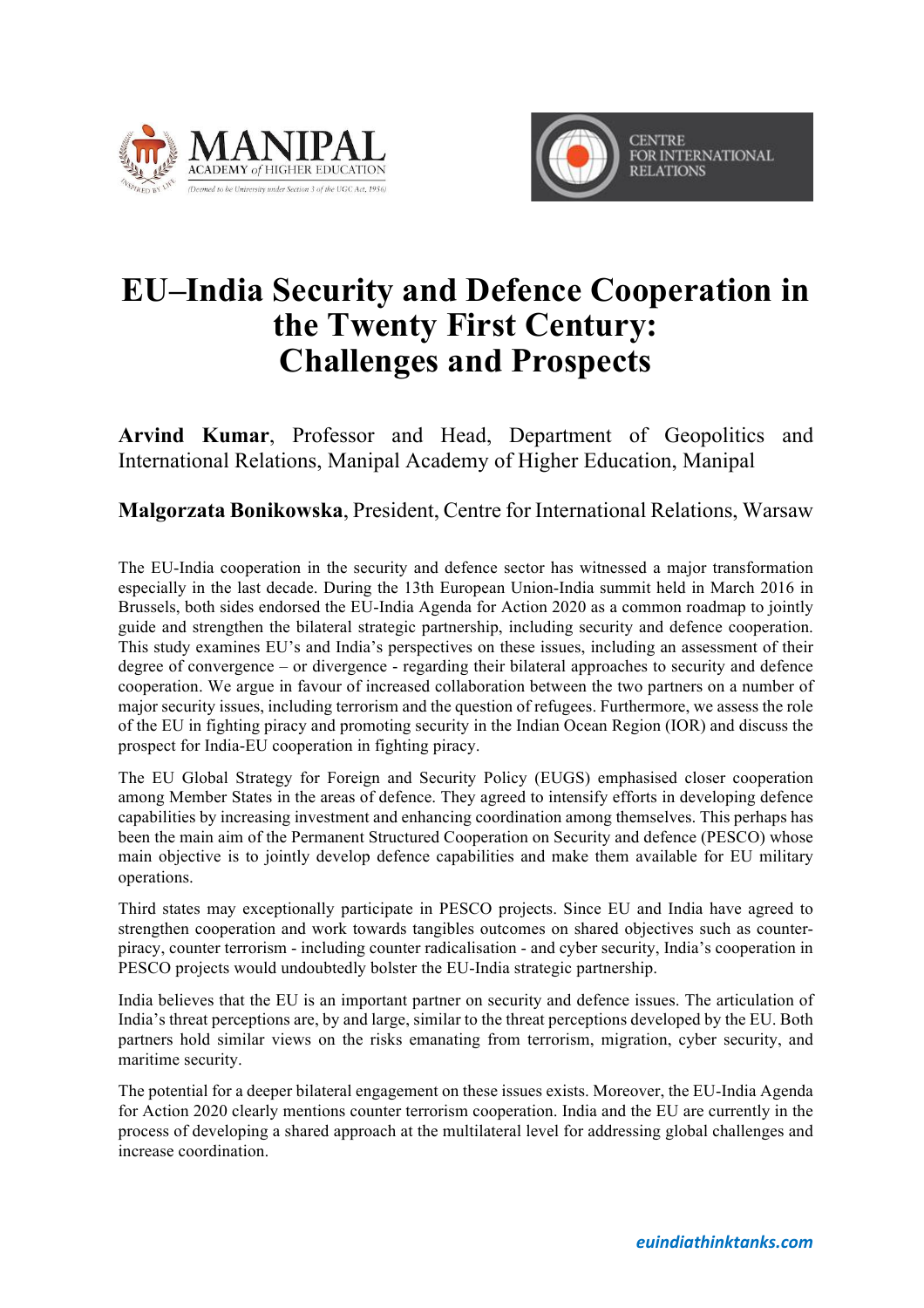# EU–India Security and Defence Cooperation in the Twenty First Century: Challenges and Prospects

**Arvind Kumar**, Professor and Head, Department of Geopolitics and International Relations, Manipal Academy of Higher Education, Manipal

**Malgorzata Bonikowska**, President, Centre for International Relations, Warsaw

The EU-India cooperation in the security and defence sector has witnessed a major transformation especially in the last decade. During the 13th European Union-India summit held in March 2016 in Brussels, both sides endorsed the EU-India Agenda for Action 2020 as a common roadmap to jointly guide and strengthen the bilateral strategic partnership, including security and defence cooperation. This study examines EU's and India's perspectives on these issues, including an assessment of their degree of convergence – or divergence - regarding their bilateral approaches to security and defence cooperation. We argue in favour of increased collaboration between the two partners on a number of major security issues, including terrorism and the question of refugees. Furthermore, we assess the role of the EU in fighting piracy and promoting security in the Indian Ocean Region (IOR) and discuss the prospect for India-EU cooperation in fighting piracy.

The EU Global Strategy for Foreign and Security Policy (EUGS) emphasised closer cooperation among Member States in the areas of defence. They agreed to intensify efforts in developing defence capabilities by increasing investment and enhancing coordination among themselves. This perhaps has been the main aim of the Permanent Structured Cooperation on Security and defence (PESCO) whose main objective is to jointly develop defence capabilities and make them available for EU military operations.

Third states may exceptionally participate in PESCO projects. Since EU and India have agreed to strengthen cooperation and work towards tangibles outcomes on shared objectives such as counter-piracy, counter terrorism - including counter radicalisation - and cyber security, India's cooperation in PESCO projects would undoubtedly bolster the EU-India strategic partnership.

India believes that the EU is an important partner on security and defence issues. The articulation of India's threat perceptions are, by and large, similar to the threat perceptions developed by the EU. Both partners hold similar views on the risks emanating from terrorism, migration, cyber security, and maritime security.

The potential for a deeper bilateral engagement on these issues exists. Moreover, the EU-India Agenda for Action 2020 clearly mentions counter terrorism cooperation. India and the EU are currently in the process of developing a shared approach at the multilateral level for addressing global challenges and increase coordination.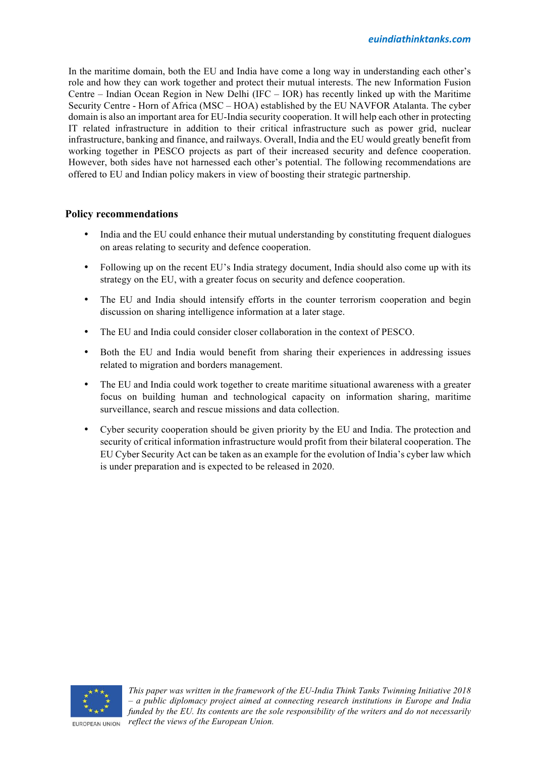In the maritime domain, both the EU and India have come a long way in understanding each other's role and how they can work together and protect their mutual interests. The new Information Fusion Centre – Indian Ocean Region in New Delhi (IFC – IOR) has recently linked up with the Maritime Security Centre - Horn of Africa (MSC – HOA) established by the EU NAVFOR Atalanta. The cyber domain is also an important area for EU-India security cooperation. It will help each other in protecting IT related infrastructure in addition to their critical infrastructure such as power grid, nuclear infrastructure, banking and finance, and railways. Overall, India and the EU would greatly benefit from working together in PESCO projects as part of their increased security and defence cooperation. However, both sides have not harnessed each other's potential. The following recommendations are offered to EU and Indian policy makers in view of boosting their strategic partnership.

## Policy recommendations

- India and the EU could enhance their mutual understanding by constituting frequent dialogues on areas relating to security and defence cooperation.
- Following up on the recent EU's India strategy document, India should also come up with its strategy on the EU, with a greater focus on security and defence cooperation.
- The EU and India should intensify efforts in the counter terrorism cooperation and begin discussion on sharing intelligence information at a later stage.
- The EU and India could consider closer collaboration in the context of PESCO.
- Both the EU and India would benefit from sharing their experiences in addressing issues related to migration and borders management.
- The EU and India could work together to create maritime situational awareness with a greater focus on building human and technological capacity on information sharing, maritime surveillance, search and rescue missions and data collection.
- Cyber security cooperation should be given priority by the EU and India. The protection and security of critical information infrastructure would profit from their bilateral cooperation. The EU Cyber Security Act can be taken as an example for the evolution of India's cyber law which is under preparation and is expected to be released in 2020.

EUROPEAN UNION

*This paper was written in the framework of the EU-India Think Tanks Twinning Initiative 2018 – a public diplomacy project aimed at connecting research institutions in Europe and India funded by the EU. Its contents are the sole responsibility of the writers and do not necessarily reflect the views of the European Union.*